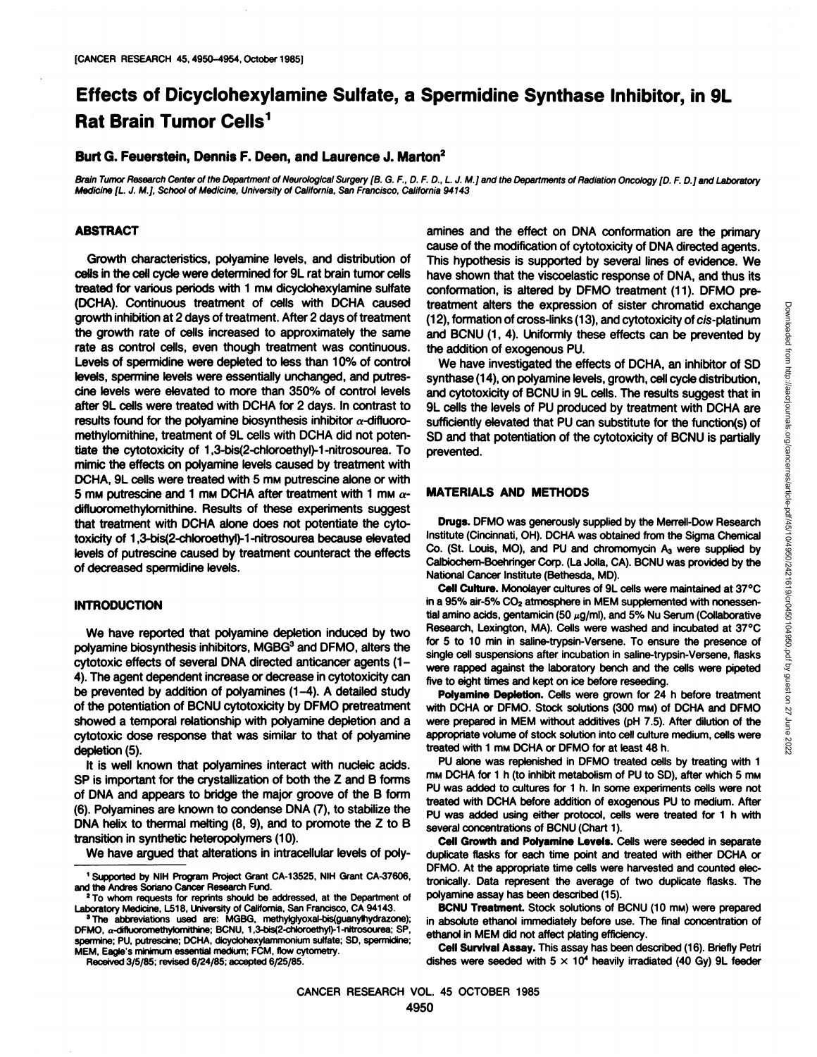# Effects of Dicyclohexylamine Sulfate, a Spermidine Synthase Inhibitor, in 9L Rat Brain Tumor Cells[1]

**Burt G. Feuerstein, Dennis F. Deen, and Laurence J. Marton[2]**

*Brain Tumor Research Center of the Department of Neurological Surgery [B. G. F., D. F. D., L. J. M.] and the Departments of Radiation Oncology [D. F. D.] and Laboratory Medicine [L. J. M.], School of Medicine, University of California, San Francisco, California 94143*

## ABSTRACT

Growth characteristics, polyamine levels, and distribution of cells in the cell cycle were determined for 9L rat brain tumor cells treated for various periods with 1 mM dicyclohexylamine sulfate (DCHA). Continuous treatment of cells with DCHA caused growth inhibition at 2 days of treatment. After 2 days of treatment the growth rate of cells increased to approximately the same rate as control cells, even though treatment was continuous. Levels of spermidine were depleted to less than 10% of control levels, spermine levels were essentially unchanged, and putrescine levels were elevated to more than 350% of control levels after 9L cells were treated with DCHA for 2 days. In contrast to results found for the polyamine biosynthesis inhibitor α-difluoromethylornithine, treatment of 9L cells with DCHA did not potentiate the cytotoxicity of 1,3-bis(2-chloroethyl)-1-nitrosourea. To mimic the effects on polyamine levels caused by treatment with DCHA, 9L cells were treated with 5 mM putrescine alone or with 5 mM putrescine and 1 mM DCHA after treatment with 1 mM α-difluoromethylornithine. Results of these experiments suggest that treatment with DCHA alone does not potentiate the cytotoxicity of 1,3-bis(2-chloroethyl)-1-nitrosourea because elevated levels of putrescine caused by treatment counteract the effects of decreased spermidine levels.

## INTRODUCTION

We have reported that polyamine depletion induced by two polyamine biosynthesis inhibitors, MGBG[3] and DFMO, alters the cytotoxic effects of several DNA directed anticancer agents (1–4). The agent dependent increase or decrease in cytotoxicity can be prevented by addition of polyamines (1–4). A detailed study of the potentiation of BCNU cytotoxicity by DFMO pretreatment showed a temporal relationship with polyamine depletion and a cytotoxic dose response that was similar to that of polyamine depletion (5).

It is well known that polyamines interact with nucleic acids. SP is important for the crystallization of both the Z and B forms of DNA and appears to bridge the major groove of the B form (6). Polyamines are known to condense DNA (7), to stabilize the DNA helix to thermal melting (8, 9), and to promote the Z to B transition in synthetic heteropolymers (10).

We have argued that alterations in intracellular levels of polyamines and the effect on DNA conformation are the primary cause of the modification of cytotoxicity of DNA directed agents. This hypothesis is supported by several lines of evidence. We have shown that the viscoelastic response of DNA, and thus its conformation, is altered by DFMO treatment (11). DFMO pretreatment alters the expression of sister chromatid exchange (12), formation of cross-links (13), and cytotoxicity of *cis*-platinum and BCNU (1, 4). Uniformly these effects can be prevented by the addition of exogenous PU.

We have investigated the effects of DCHA, an inhibitor of SD synthase (14), on polyamine levels, growth, cell cycle distribution, and cytotoxicity of BCNU in 9L cells. The results suggest that in 9L cells the levels of PU produced by treatment with DCHA are sufficiently elevated that PU can substitute for the function(s) of SD and that potentiation of the cytotoxicity of BCNU is partially prevented.

## MATERIALS AND METHODS

**Drugs.** DFMO was generously supplied by the Merrell-Dow Research Institute (Cincinnati, OH). DCHA was obtained from the Sigma Chemical Co. (St. Louis, MO), and PU and chromomycin $A_3$ were supplied by Calbiochem-Boehringer Corp. (La Jolla, CA). BCNU was provided by the National Cancer Institute (Bethesda, MD).

**Cell Culture.** Monolayer cultures of 9L cells were maintained at 37°C in a 95% air-5% $CO_2$ atmosphere in MEM supplemented with nonessential amino acids, gentamicin (50 μg/ml), and 5% Nu Serum (Collaborative Research, Lexington, MA). Cells were washed and incubated at 37°C for 5 to 10 min in saline-trypsin-Versene. To ensure the presence of single cell suspensions after incubation in saline-trypsin-Versene, flasks were rapped against the laboratory bench and the cells were pipeted five to eight times and kept on ice before reseeding.

**Polyamine Depletion.** Cells were grown for 24 h before treatment with DCHA or DFMO. Stock solutions (300 mM) of DCHA and DFMO were prepared in MEM without additives (pH 7.5). After dilution of the appropriate volume of stock solution into cell culture medium, cells were treated with 1 mM DCHA or DFMO for at least 48 h.

PU alone was replenished in DFMO treated cells by treating with 1 mM DCHA for 1 h (to inhibit metabolism of PU to SD), after which 5 mM PU was added to cultures for 1 h. In some experiments cells were not treated with DCHA before addition of exogenous PU to medium. After PU was added using either protocol, cells were treated for 1 h with several concentrations of BCNU (Chart 1).

**Cell Growth and Polyamine Levels.** Cells were seeded in separate duplicate flasks for each time point and treated with either DCHA or DFMO. At the appropriate time cells were harvested and counted electronically. Data represent the average of two duplicate flasks. The polyamine assay has been described (15).

**BCNU Treatment.** Stock solutions of BCNU (10 mM) were prepared in absolute ethanol immediately before use. The final concentration of ethanol in MEM did not affect plating efficiency.

**Cell Survival Assay.** This assay has been described (16). Briefly Petri dishes were seeded with $5 \times 10^4$ heavily irradiated (40 Gy) 9L feeder

---

[1] Supported by NIH Program Project Grant CA-13525, NIH Grant CA-37606, and the Andres Soriano Cancer Research Fund.

[2] To whom requests for reprints should be addressed, at the Department of Laboratory Medicine, L518, University of California, San Francisco, CA 94143.

[3] The abbreviations used are: MGBG, methylglyoxal-bis(guanylhydrazone); DFMO, α-difluoromethylornithine; BCNU, 1,3-bis(2-chloroethyl)-1-nitrosourea; SP, spermine; PU, putrescine; DCHA, dicyclohexylammonium sulfate; SD, spermidine; MEM, Eagle's minimum essential medium; FCM, flow cytometry.

Received 3/5/85; revised 6/24/85; accepted 6/25/85.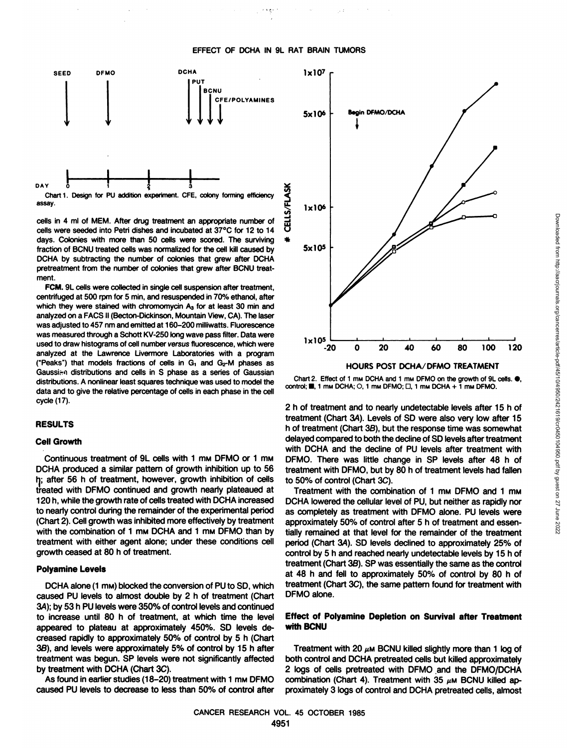Chart 1. Design for PU addition experiment. CFE, colony forming efficiency assay.

cells in 4 ml of MEM. After drug treatment an appropriate number of cells were seeded into Petri dishes and incubated at 37°C for 12 to 14 days. Colonies with more than 50 cells were scored. The surviving fraction of BCNU treated cells was normalized for the cell kill caused by DCHA by subtracting the number of colonies that grew after DCHA pretreatment from the number of colonies that grew after BCNU treatment.

**FCM.** 9L cells were collected in single cell suspension after treatment, centrifuged at 500 rpm for 5 min, and resuspended in 70% ethanol, after which they were stained with chromomycin $A_3$ for at least 30 min and analyzed on a FACS II (Becton-Dickinson, Mountain View, CA). The laser was adjusted to 457 nm and emitted at 160–200 milliwatts. Fluorescence was measured through a Schott KV-250 long wave pass filter. Data were used to draw histograms of cell number *versus* fluorescence, which were analyzed at the Lawrence Livermore Laboratories with a program ("Peaks") that models fractions of cells in $G_1$ and $G_2$-M phases as Gaussian distributions and cells in S phase as a series of Gaussian distributions. A nonlinear least squares technique was used to model the data and to give the relative percentage of cells in each phase in the cell cycle (17).

## RESULTS

### Cell Growth

Continuous treatment of 9L cells with 1 mM DFMO or 1 mM DCHA produced a similar pattern of growth inhibition up to 56 h; after 56 h of treatment, however, growth inhibition of cells treated with DFMO continued and growth nearly plateaued at 120 h, while the growth rate of cells treated with DCHA increased to nearly control during the remainder of the experimental period (Chart 2). Cell growth was inhibited more effectively by treatment with the combination of 1 mM DCHA and 1 mM DFMO than by treatment with either agent alone; under these conditions cell growth ceased at 80 h of treatment.

### Polyamine Levels

DCHA alone (1 mM) blocked the conversion of PU to SD, which caused PU levels to almost double by 2 h of treatment (Chart 3A); by 53 h PU levels were 350% of control levels and continued to increase until 80 h of treatment, at which time the level appeared to plateau at approximately 450%. SD levels decreased rapidly to approximately 50% of control by 5 h (Chart 3B), and levels were approximately 5% of control by 15 h after treatment was begun. SP levels were not significantly affected by treatment with DCHA (Chart 3C).

As found in earlier studies (18–20) treatment with 1 mM DFMO caused PU levels to decrease to less than 50% of control after 2 h of treatment and to nearly undetectable levels after 15 h of treatment (Chart 3A). Levels of SD were also very low after 15 h of treatment (Chart 3B), but the response time was somewhat delayed compared to both the decline of SD levels after treatment with DCHA and the decline of PU levels after treatment with DFMO. There was little change in SP levels after 48 h of treatment with DFMO, but by 80 h of treatment levels had fallen to 50% of control (Chart 3C).

Chart 2. Effect of 1 mM DCHA and 1 mM DFMO on the growth of 9L cells. ●, control; ■, 1 mM DCHA; ○, 1 mM DFMO; □, 1 mM DCHA + 1 mM DFMO.

Treatment with the combination of 1 mM DFMO and 1 mM DCHA lowered the cellular level of PU, but neither as rapidly nor as completely as treatment with DFMO alone. PU levels were approximately 50% of control after 5 h of treatment and essentially remained at that level for the remainder of the treatment period (Chart 3A). SD levels declined to approximately 25% of control by 5 h and reached nearly undetectable levels by 15 h of treatment (Chart 3B). SP was essentially the same as the control at 48 h and fell to approximately 50% of control by 80 h of treatment (Chart 3C), the same pattern found for treatment with DFMO alone.

### Effect of Polyamine Depletion on Survival after Treatment with BCNU

Treatment with 20 µM BCNU killed slightly more than 1 log of both control and DCHA pretreated cells but killed approximately 2 logs of cells pretreated with DFMO and the DFMO/DCHA combination (Chart 4). Treatment with 35 µM BCNU killed approximately 3 logs of control and DCHA pretreated cells, almost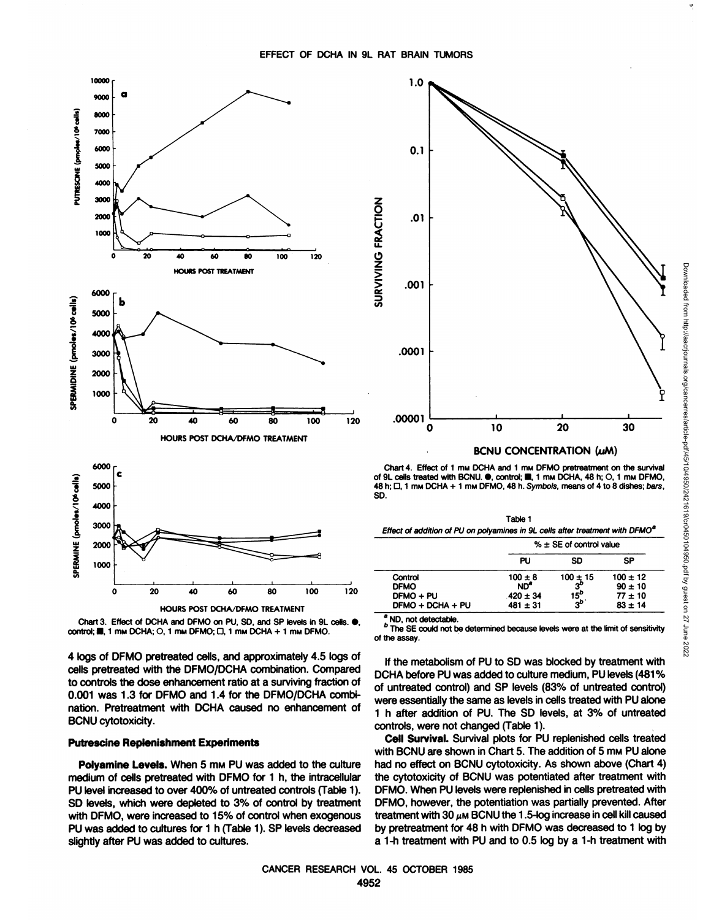Chart 3. Effect of DCHA and DFMO on PU, SD, and SP levels in 9L cells. ●, control; ■, 1 mM DCHA; ○, 1 mM DFMO; □, 1 mM DCHA + 1 mM DFMO.

Chart 4. Effect of 1 mM DCHA and 1 mM DFMO pretreatment on the survival of 9L cells treated with BCNU. ●, control; ■, 1 mM DCHA, 48 h; ○, 1 mM DFMO, 48 h; □, 1 mM DCHA + 1 mM DFMO, 48 h. *Symbols*, means of 4 to 8 dishes; *bars*, SD.

Table 1

*Effect of addition of PU on polyamines in 9L cells after treatment with DFMO*[a]

| | % ± SE of control value | | |
|---|---|---|---|
| | PU | SD | SP |
| Control | 100 ± 8 | 100 ± 15 | 100 ± 12 |
| DFMO | ND[a] | 3[b] | 90 ± 10 |
| DFMO + PU | 420 ± 34 | 15[b] | 77 ± 10 |
| DFMO + DCHA + PU | 481 ± 31 | 3[b] | 83 ± 14 |

[a] ND, not detectable.

[b] The SE could not be determined because levels were at the limit of sensitivity of the assay.

4 logs of DFMO pretreated cells, and approximately 4.5 logs of cells pretreated with the DFMO/DCHA combination. Compared to controls the dose enhancement ratio at a surviving fraction of 0.001 was 1.3 for DFMO and 1.4 for the DFMO/DCHA combination. Pretreatment with DCHA caused no enhancement of BCNU cytotoxicity.

### Putrescine Replenishment Experiments

**Polyamine Levels.** When 5 mM PU was added to the culture medium of cells pretreated with DFMO for 1 h, the intracellular PU level increased to over 400% of untreated controls (Table 1). SD levels, which were depleted to 3% of control by treatment with DFMO, were increased to 15% of control when exogenous PU was added to cultures for 1 h (Table 1). SP levels decreased slightly after PU was added to cultures.

If the metabolism of PU to SD was blocked by treatment with DCHA before PU was added to culture medium, PU levels (481% of untreated control) and SP levels (83% of untreated control) were essentially the same as levels in cells treated with PU alone 1 h after addition of PU. The SD levels, at 3% of untreated controls, were not changed (Table 1).

**Cell Survival.** Survival plots for PU replenished cells treated with BCNU are shown in Chart 5. The addition of 5 mM PU alone had no effect on BCNU cytotoxicity. As shown above (Chart 4) the cytotoxicity of BCNU was potentiated after treatment with DFMO. When PU levels were replenished in cells pretreated with DFMO, however, the potentiation was partially prevented. After treatment with 30 μM BCNU the 1.5-log increase in cell kill caused by pretreatment for 48 h with DFMO was decreased to 1 log by a 1-h treatment with PU and to 0.5 log by a 1-h treatment with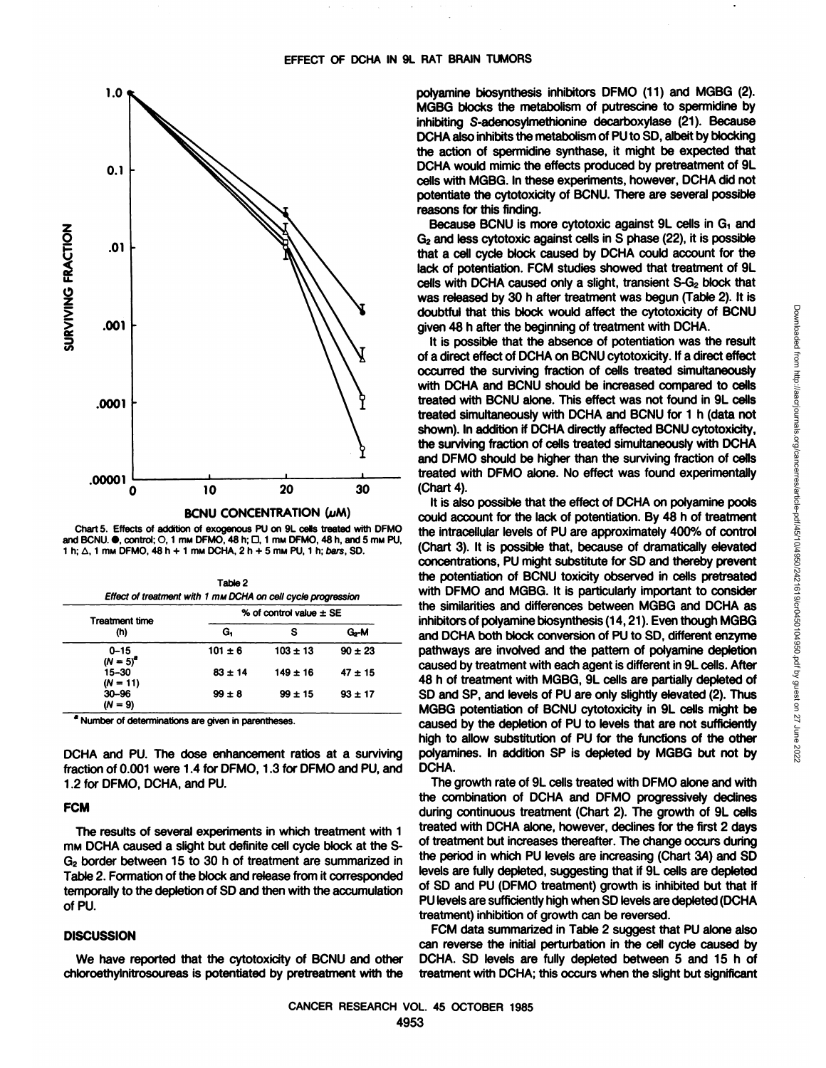Chart 5. Effects of addition of exogenous PU on 9L cells treated with DFMO and BCNU. ●, control; ○, 1 mM DFMO, 48 h; □, 1 mM DFMO, 48 h, and 5 mM PU, 1 h; △, 1 mM DFMO, 48 h + 1 mM DCHA, 2 h + 5 mM PU, 1 h; *bars*, SD.

Table 2
*Effect of treatment with 1 mM DCHA on cell cycle progression*

| Treatment time (h) | % of control value ± SE | | |
|---|---|---|---|
| | $G_1$ | S | $G_2$-M |
| 0–15 ($N$ = 5)[a] | 101 ± 6 | 103 ± 13 | 90 ± 23 |
| 15–30 ($N$ = 11) | 83 ± 14 | 149 ± 16 | 47 ± 15 |
| 30–96 ($N$ = 9) | 99 ± 8 | 99 ± 15 | 93 ± 17 |

[a] Number of determinations are given in parentheses.

DCHA and PU. The dose enhancement ratios at a surviving fraction of 0.001 were 1.4 for DFMO, 1.3 for DFMO and PU, and 1.2 for DFMO, DCHA, and PU.

## FCM

The results of several experiments in which treatment with 1 mM DCHA caused a slight but definite cell cycle block at the S-$G_2$ border between 15 to 30 h of treatment are summarized in Table 2. Formation of the block and release from it corresponded temporally to the depletion of SD and then with the accumulation of PU.

## DISCUSSION

We have reported that the cytotoxicity of BCNU and other chloroethylnitrosoureas is potentiated by pretreatment with the polyamine biosynthesis inhibitors DFMO (11) and MGBG (2). MGBG blocks the metabolism of putrescine to spermidine by inhibiting *S*-adenosylmethionine decarboxylase (21). Because DCHA also inhibits the metabolism of PU to SD, albeit by blocking the action of spermidine synthase, it might be expected that DCHA would mimic the effects produced by pretreatment of 9L cells with MGBG. In these experiments, however, DCHA did not potentiate the cytotoxicity of BCNU. There are several possible reasons for this finding.

Because BCNU is more cytotoxic against 9L cells in $G_1$ and $G_2$ and less cytotoxic against cells in S phase (22), it is possible that a cell cycle block caused by DCHA could account for the lack of potentiation. FCM studies showed that treatment of 9L cells with DCHA caused only a slight, transient S-$G_2$ block that was released by 30 h after treatment was begun (Table 2). It is doubtful that this block would affect the cytotoxicity of BCNU given 48 h after the beginning of treatment with DCHA.

It is possible that the absence of potentiation was the result of a direct effect of DCHA on BCNU cytotoxicity. If a direct effect occurred the surviving fraction of cells treated simultaneously with DCHA and BCNU should be increased compared to cells treated with BCNU alone. This effect was not found in 9L cells treated simultaneously with DCHA and BCNU for 1 h (data not shown). In addition if DCHA directly affected BCNU cytotoxicity, the surviving fraction of cells treated simultaneously with DCHA and DFMO should be higher than the surviving fraction of cells treated with DFMO alone. No effect was found experimentally (Chart 4).

It is also possible that the effect of DCHA on polyamine pools could account for the lack of potentiation. By 48 h of treatment the intracellular levels of PU are approximately 400% of control (Chart 3). It is possible that, because of dramatically elevated concentrations, PU might substitute for SD and thereby prevent the potentiation of BCNU toxicity observed in cells pretreated with DFMO and MGBG. It is particularly important to consider the similarities and differences between MGBG and DCHA as inhibitors of polyamine biosynthesis (14, 21). Even though MGBG and DCHA both block conversion of PU to SD, different enzyme pathways are involved and the pattern of polyamine depletion caused by treatment with each agent is different in 9L cells. After 48 h of treatment with MGBG, 9L cells are partially depleted of SD and SP, and levels of PU are only slightly elevated (2). Thus MGBG potentiation of BCNU cytotoxicity in 9L cells might be caused by the depletion of PU to levels that are not sufficiently high to allow substitution of PU for the functions of the other polyamines. In addition SP is depleted by MGBG but not by DCHA.

The growth rate of 9L cells treated with DFMO alone and with the combination of DCHA and DFMO progressively declines during continuous treatment (Chart 2). The growth of 9L cells treated with DCHA alone, however, declines for the first 2 days of treatment but increases thereafter. The change occurs during the period in which PU levels are increasing (Chart 3A) and SD levels are fully depleted, suggesting that if 9L cells are depleted of SD and PU (DFMO treatment) growth is inhibited but that if PU levels are sufficiently high when SD levels are depleted (DCHA treatment) inhibition of growth can be reversed.

FCM data summarized in Table 2 suggest that PU alone also can reverse the initial perturbation in the cell cycle caused by DCHA. SD levels are fully depleted between 5 and 15 h of treatment with DCHA; this occurs when the slight but significant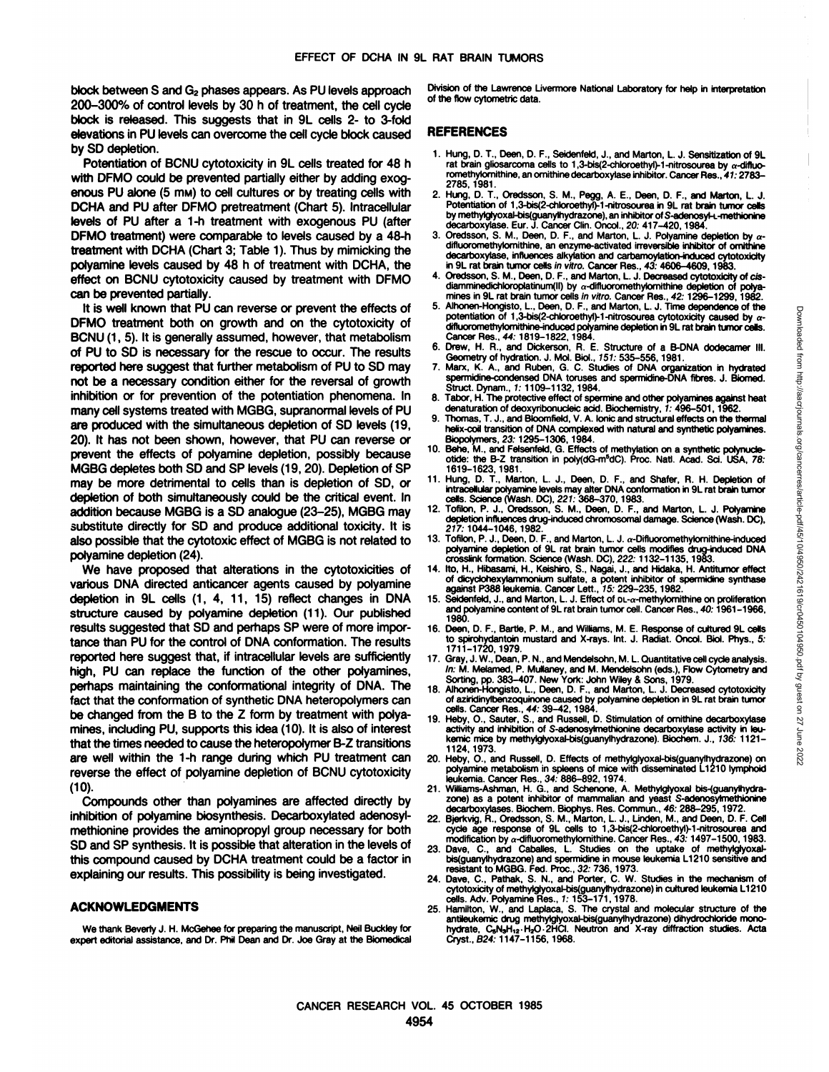block between S and $G_2$ phases appears. As PU levels approach 200–300% of control levels by 30 h of treatment, the cell cycle block is released. This suggests that in 9L cells 2- to 3-fold elevations in PU levels can overcome the cell cycle block caused by SD depletion.

Potentiation of BCNU cytotoxicity in 9L cells treated for 48 h with DFMO could be prevented partially either by adding exogenous PU alone (5 mM) to cell cultures or by treating cells with DCHA and PU after DFMO pretreatment (Chart 5). Intracellular levels of PU after a 1-h treatment with exogenous PU (after DFMO treatment) were comparable to levels caused by a 48-h treatment with DCHA (Chart 3; Table 1). Thus by mimicking the polyamine levels caused by 48 h of treatment with DCHA, the effect on BCNU cytotoxicity caused by treatment with DFMO can be prevented partially.

It is well known that PU can reverse or prevent the effects of DFMO treatment both on growth and on the cytotoxicity of BCNU (1, 5). It is generally assumed, however, that metabolism of PU to SD is necessary for the rescue to occur. The results reported here suggest that further metabolism of PU to SD may not be a necessary condition either for the reversal of growth inhibition or for prevention of the potentiation phenomena. In many cell systems treated with MGBG, supranormal levels of PU are produced with the simultaneous depletion of SD levels (19, 20). It has not been shown, however, that PU can reverse or prevent the effects of polyamine depletion, possibly because MGBG depletes both SD and SP levels (19, 20). Depletion of SP may be more detrimental to cells than is depletion of SD, or depletion of both simultaneously could be the critical event. In addition because MGBG is a SD analogue (23–25), MGBG may substitute directly for SD and produce additional toxicity. It is also possible that the cytotoxic effect of MGBG is not related to polyamine depletion (24).

We have proposed that alterations in the cytotoxicities of various DNA directed anticancer agents caused by polyamine depletion in 9L cells (1, 4, 11, 15) reflect changes in DNA structure caused by polyamine depletion (11). Our published results suggested that SD and perhaps SP were of more importance than PU for the control of DNA conformation. The results reported here suggest that, if intracellular levels are sufficiently high, PU can replace the function of the other polyamines, perhaps maintaining the conformational integrity of DNA. The fact that the conformation of synthetic DNA heteropolymers can be changed from the B to the Z form by treatment with polyamines, including PU, supports this idea (10). It is also of interest that the times needed to cause the heteropolymer B-Z transitions are well within the 1-h range during which PU treatment can reverse the effect of polyamine depletion of BCNU cytotoxicity (10).

Compounds other than polyamines are affected directly by inhibition of polyamine biosynthesis. Decarboxylated adenosylmethionine provides the aminopropyl group necessary for both SD and SP synthesis. It is possible that alteration in the levels of this compound caused by DCHA treatment could be a factor in explaining our results. This possibility is being investigated.

## ACKNOWLEDGMENTS

We thank Beverly J. H. McGehee for preparing the manuscript, Neil Buckley for expert editorial assistance, and Dr. Phil Dean and Dr. Joe Gray at the Biomedical Division of the Lawrence Livermore National Laboratory for help in interpretation of the flow cytometric data.

## REFERENCES

1. Hung, D. T., Deen, D. F., Seidenfeld, J., and Marton, L. J. Sensitization of 9L rat brain gliosarcoma cells to 1,3-bis(2-chloroethyl)-1-nitrosourea by α-difluoromethylornithine, an ornithine decarboxylase inhibitor. Cancer Res., *41:* 2783–2785, 1981.
2. Hung, D. T., Oredsson, S. M., Pegg, A. E., Deen, D. F., and Marton, L. J. Potentiation of 1,3-bis(2-chloroethyl)-1-nitrosourea in 9L rat brain tumor cells by methylglyoxal-bis(guanylhydrazone), an inhibitor of *S*-adenosyl-L-methionine decarboxylase. Eur. J. Cancer Clin. Oncol., *20:* 417–420, 1984.
3. Oredsson, S. M., Deen, D. F., and Marton, L. J. Polyamine depletion by α-difluoromethylornithine, an enzyme-activated irreversible inhibitor of ornithine decarboxylase, influences alkylation and carbamoylation-induced cytotoxicity in 9L rat brain tumor cells *in vitro*. Cancer Res., *43:* 4606–4609, 1983.
4. Oredsson, S. M., Deen, D. F., and Marton, L. J. Decreased cytotoxicity of *cis*-diamminedichloroplatinum(II) by α-difluoromethylornithine depletion of polyamines in 9L rat brain tumor cells *in vitro*. Cancer Res., *42:* 1296–1299, 1982.
5. Alhonen-Hongisto, L., Deen, D. F., and Marton, L. J. Time dependence of the potentiation of 1,3-bis(2-chloroethyl)-1-nitrosourea cytotoxicity caused by α-difluoromethylornithine-induced polyamine depletion in 9L rat brain tumor cells. Cancer Res., *44:* 1819–1822, 1984.
6. Drew, H. R., and Dickerson, R. E. Structure of a B-DNA dodecamer III. Geometry of hydration. J. Mol. Biol., *151:* 535–556, 1981.
7. Marx, K. A., and Ruben, G. C. Studies of DNA organization in hydrated spermidine-condensed DNA toruses and spermidine-DNA fibres. J. Biomed. Struct. Dynam., *1:* 1109–1132, 1984.
8. Tabor, H. The protective effect of spermine and other polyamines against heat denaturation of deoxyribonucleic acid. Biochemistry, *1:* 496–501, 1962.
9. Thomas, T. J., and Bloomfield, V. A. Ionic and structural effects on the thermal helix-coil transition of DNA complexed with natural and synthetic polyamines. Biopolymers, *23:* 1295–1306, 1984.
10. Behe, M., and Felsenfeld, G. Effects of methylation on a synthetic polynucleotide: the B-Z transition in poly(dG-m$^5$dC). Proc. Natl. Acad. Sci. USA, *78:* 1619–1623, 1981.
11. Hung, D. T., Marton, L. J., Deen, D. F., and Shafer, R. H. Depletion of intracellular polyamine levels may alter DNA conformation in 9L rat brain tumor cells. Science (Wash. DC), *221:* 368–370, 1983.
12. Tofilon, P. J., Oredsson, S. M., Deen, D. F., and Marton, L. J. Polyamine depletion influences drug-induced chromosomal damage. Science (Wash. DC), *217:* 1044–1046, 1982.
13. Tofilon, P. J., Deen, D. F., and Marton, L. J. α-Difluoromethylornithine-induced polyamine depletion of 9L rat brain tumor cells modifies drug-induced DNA crosslink formation. Science (Wash. DC), *222:* 1132–1135, 1983.
14. Ito, H., Hibasami, H., Keishiro, S., Nagai, J., and Hidaka, H. Antitumor effect of dicyclohexylammonium sulfate, a potent inhibitor of spermidine synthase against P388 leukemia. Cancer Lett., *15:* 229–235, 1982.
15. Seidenfeld, J., and Marton, L. J. Effect of DL-α-methylornithine on proliferation and polyamine content of 9L rat brain tumor cell. Cancer Res., *40:* 1961–1966, 1980.
16. Deen, D. F., Bartle, P. M., and Williams, M. E. Response of cultured 9L cells to spirohydantoin mustard and X-rays. Int. J. Radiat. Oncol. Biol. Phys., *5:* 1711–1720, 1979.
17. Gray, J. W., Dean, P. N., and Mendelsohn, M. L. Quantitative cell cycle analysis. *In:* M. Melamed, P. Mullaney, and M. Mendelsohn (eds.), Flow Cytometry and Sorting, pp. 383–407. New York: John Wiley & Sons, 1979.
18. Alhonen-Hongisto, L., Deen, D. F., and Marton, L. J. Decreased cytotoxicity of aziridinylbenzoquinone caused by polyamine depletion in 9L rat brain tumor cells. Cancer Res., *44:* 39–42, 1984.
19. Heby, O., Sauter, S., and Russell, D. Stimulation of ornithine decarboxylase activity and inhibition of *S*-adenosylmethionine decarboxylase activity in leukemic mice by methylglyoxal-bis(guanylhydrazone). Biochem. J., *136:* 1121–1124, 1973.
20. Heby, O., and Russell, D. Effects of methylglyoxal-bis(guanylhydrazone) on polyamine metabolism in spleens of mice with disseminated L1210 lymphoid leukemia. Cancer Res., *34:* 886–892, 1974.
21. Williams-Ashman, H. G., and Schenone, A. Methylglyoxal bis-(guanylhydrazone) as a potent inhibitor of mammalian and yeast *S*-adenosylmethionine decarboxylases. Biochem. Biophys. Res. Commun., *46:* 288–295, 1972.
22. Bjerkvig, R., Oredsson, S. M., Marton, L. J., Linden, M., and Deen, D. F. Cell cycle age response of 9L cells to 1,3-bis(2-chloroethyl)-1-nitrosourea and modification by α-difluoromethylornithine. Cancer Res., *43:* 1497–1500, 1983.
23. Dave, C., and Caballes, L. Studies on the uptake of methylglyoxal-bis(guanylhydrazone) and spermidine in mouse leukemia L1210 sensitive and resistant to MGBG. Fed. Proc., *32:* 736, 1973.
24. Dave, C., Pathak, S. N., and Porter, C. W. Studies in the mechanism of cytotoxicity of methylglyoxal-bis(guanylhydrazone) in cultured leukemia L1210 cells. Adv. Polyamine Res., *1:* 153–171, 1978.
25. Hamilton, W., and Laplaca, S. The crystal and molecular structure of the antileukemic drug methylglyoxal-bis(guanylhydrazone) dihydrochloride monohydrate, $C_5N_8H_{12} \cdot H_2O \cdot 2HCl$. Neutron and X-ray diffraction studies. Acta Cryst., *B24:* 1147–1156, 1968.